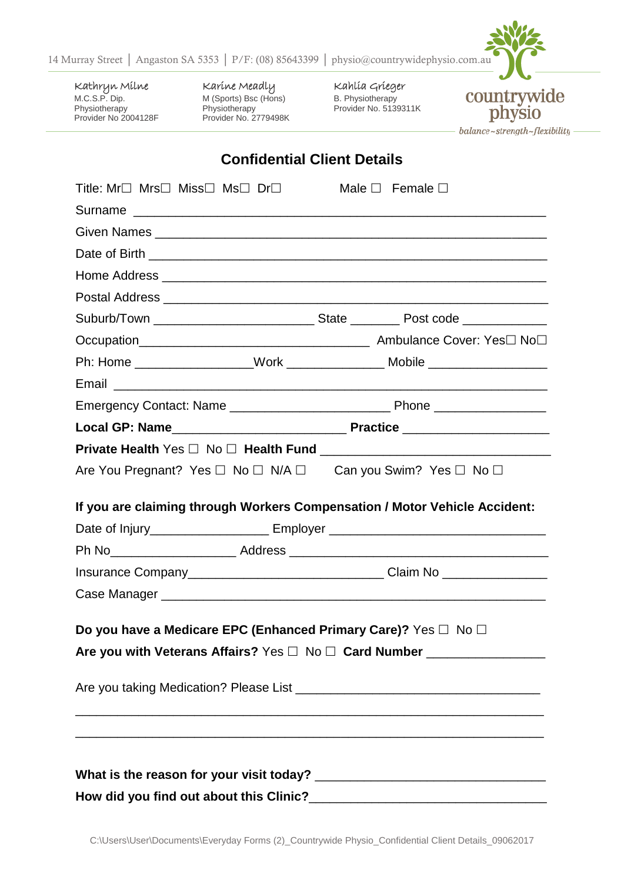14 Murray Street | Angaston SA 5353 | P/F: (08) 85643399 | physio@countrywidephysio.com.au

countrywide physio
*balance~strength~flexibility*

| Kathryn Milne | Karine Meadly | Kahlia Grieger |
|---|---|---|
| M.C.S.P. Dip. | M (Sports) Bsc (Hons) | B. Physiotherapy |
| Physiotherapy | Physiotherapy | Provider No. 5139311K |
| Provider No 2004128F | Provider No. 2779498K | |

## Confidential Client Details

Title: Mr☐ Mrs☐ Miss☐ Ms☐ Dr☐ Male ☐ Female ☐

Surname ______________________________________________________

Given Names ___________________________________________________

Date of Birth ___________________________________________________

Home Address __________________________________________________

Postal Address __________________________________________________

Suburb/Town ______________________ State _______ Post code ___________

Occupation________________________________ Ambulance Cover: Yes☐ No☐

Ph: Home ________________Work ______________ Mobile ________________

Email ________________________________________________________

Emergency Contact: Name ______________________ Phone ________________

**Local GP: Name**________________________ **Practice** ___________________

**Private Health** Yes ☐ No ☐ **Health Fund** ______________________________

Are You Pregnant? Yes ☐ No ☐ N/A ☐ Can you Swim? Yes ☐ No ☐

**If you are claiming through Workers Compensation / Motor Vehicle Accident:**

Date of Injury________________ Employer ______________________________

Ph No_________________ Address ____________________________________

Insurance Company___________________________ Claim No ______________

Case Manager ___________________________________________________

**Do you have a Medicare EPC (Enhanced Primary Care)?** Yes ☐ No ☐

**Are you with Veterans Affairs?** Yes ☐ No ☐ **Card Number** ________________

Are you taking Medication? Please List __________________________________

______________________________________________________________

______________________________________________________________

**What is the reason for your visit today?** _______________________________

**How did you find out about this Clinic?**________________________________

C:\Users\User\Documents\Everyday Forms (2)_Countrywide Physio_Confidential Client Details_09062017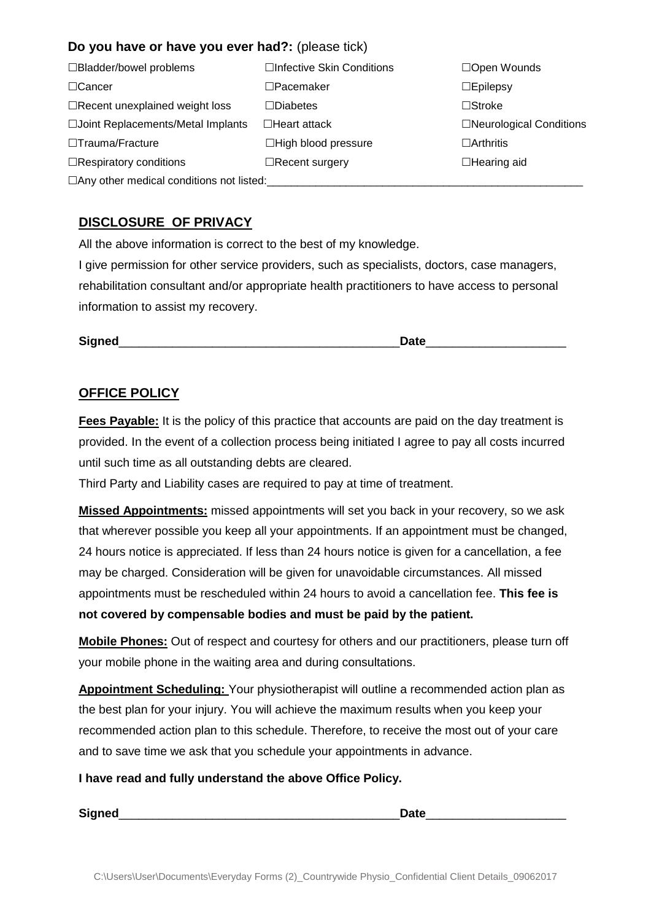**Do you have or have you ever had?:** (please tick)

| | | |
|---|---|---|
| ☐Bladder/bowel problems | ☐Infective Skin Conditions | ☐Open Wounds |
| ☐Cancer | ☐Pacemaker | ☐Epilepsy |
| ☐Recent unexplained weight loss | ☐Diabetes | ☐Stroke |
| ☐Joint Replacements/Metal Implants | ☐Heart attack | ☐Neurological Conditions |
| ☐Trauma/Fracture | ☐High blood pressure | ☐Arthritis |
| ☐Respiratory conditions | ☐Recent surgery | ☐Hearing aid |

☐Any other medical conditions not listed:_______________________________________________________

## DISCLOSURE OF PRIVACY

All the above information is correct to the best of my knowledge.

I give permission for other service providers, such as specialists, doctors, case managers, rehabilitation consultant and/or appropriate health practitioners to have access to personal information to assist my recovery.

**Signed**__________________________________________**Date**____________________

## OFFICE POLICY

**Fees Payable:** It is the policy of this practice that accounts are paid on the day treatment is provided. In the event of a collection process being initiated I agree to pay all costs incurred until such time as all outstanding debts are cleared.

Third Party and Liability cases are required to pay at time of treatment.

**Missed Appointments:** missed appointments will set you back in your recovery, so we ask that wherever possible you keep all your appointments. If an appointment must be changed, 24 hours notice is appreciated. If less than 24 hours notice is given for a cancellation, a fee may be charged. Consideration will be given for unavoidable circumstances. All missed appointments must be rescheduled within 24 hours to avoid a cancellation fee. **This fee is not covered by compensable bodies and must be paid by the patient.**

**Mobile Phones:** Out of respect and courtesy for others and our practitioners, please turn off your mobile phone in the waiting area and during consultations.

**Appointment Scheduling:** Your physiotherapist will outline a recommended action plan as the best plan for your injury. You will achieve the maximum results when you keep your recommended action plan to this schedule. Therefore, to receive the most out of your care and to save time we ask that you schedule your appointments in advance.

**I have read and fully understand the above Office Policy.**

**Signed**__________________________________________**Date**____________________

C:\Users\User\Documents\Everyday Forms (2)_Countrywide Physio_Confidential Client Details_09062017